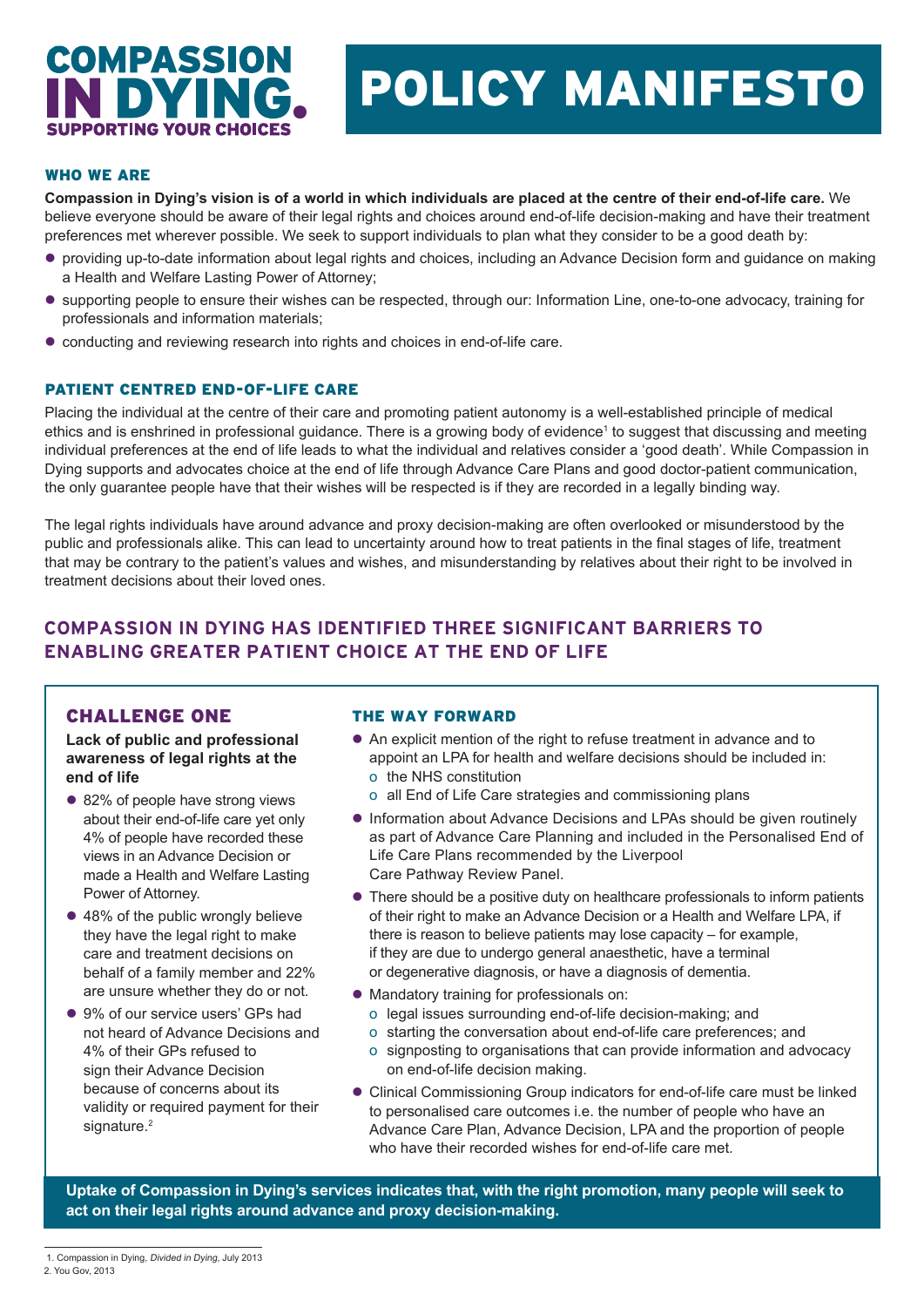# COMPASSION IN DYING. SUPPORTING YOUR CHOICES

# POLICY MANIFESTO

## WHO WE ARE

**Compassion in Dying's vision is of a world in which individuals are placed at the centre of their end-of-life care.** We believe everyone should be aware of their legal rights and choices around end-of-life decision-making and have their treatment preferences met wherever possible. We seek to support individuals to plan what they consider to be a good death by:

- providing up-to-date information about legal rights and choices, including an Advance Decision form and guidance on making a Health and Welfare Lasting Power of Attorney;
- supporting people to ensure their wishes can be respected, through our: Information Line, one-to-one advocacy, training for professionals and information materials;
- conducting and reviewing research into rights and choices in end-of-life care.

## PATIENT CENTRED END-OF-LIFE CARE

Placing the individual at the centre of their care and promoting patient autonomy is a well-established principle of medical ethics and is enshrined in professional guidance. There is a growing body of evidence[1] to suggest that discussing and meeting individual preferences at the end of life leads to what the individual and relatives consider a 'good death'. While Compassion in Dying supports and advocates choice at the end of life through Advance Care Plans and good doctor-patient communication, the only guarantee people have that their wishes will be respected is if they are recorded in a legally binding way.

The legal rights individuals have around advance and proxy decision-making are often overlooked or misunderstood by the public and professionals alike. This can lead to uncertainty around how to treat patients in the final stages of life, treatment that may be contrary to the patient's values and wishes, and misunderstanding by relatives about their right to be involved in treatment decisions about their loved ones.

## COMPASSION IN DYING HAS IDENTIFIED THREE SIGNIFICANT BARRIERS TO ENABLING GREATER PATIENT CHOICE AT THE END OF LIFE

### CHALLENGE ONE

**Lack of public and professional awareness of legal rights at the end of life**

- 82% of people have strong views about their end-of-life care yet only 4% of people have recorded these views in an Advance Decision or made a Health and Welfare Lasting Power of Attorney.
- 48% of the public wrongly believe they have the legal right to make care and treatment decisions on behalf of a family member and 22% are unsure whether they do or not.
- 9% of our service users' GPs had not heard of Advance Decisions and 4% of their GPs refused to sign their Advance Decision because of concerns about its validity or required payment for their signature.[2]

### THE WAY FORWARD

- An explicit mention of the right to refuse treatment in advance and to appoint an LPA for health and welfare decisions should be included in:
  - the NHS constitution
  - all End of Life Care strategies and commissioning plans
- Information about Advance Decisions and LPAs should be given routinely as part of Advance Care Planning and included in the Personalised End of Life Care Plans recommended by the Liverpool Care Pathway Review Panel.
- There should be a positive duty on healthcare professionals to inform patients of their right to make an Advance Decision or a Health and Welfare LPA, if there is reason to believe patients may lose capacity – for example, if they are due to undergo general anaesthetic, have a terminal or degenerative diagnosis, or have a diagnosis of dementia.
- Mandatory training for professionals on:
  - legal issues surrounding end-of-life decision-making; and
  - starting the conversation about end-of-life care preferences; and
  - signposting to organisations that can provide information and advocacy on end-of-life decision making.
- Clinical Commissioning Group indicators for end-of-life care must be linked to personalised care outcomes i.e. the number of people who have an Advance Care Plan, Advance Decision, LPA and the proportion of people who have their recorded wishes for end-of-life care met.

**Uptake of Compassion in Dying's services indicates that, with the right promotion, many people will seek to act on their legal rights around advance and proxy decision-making.**

1. Compassion in Dying, *Divided in Dying*, July 2013
2. You Gov, 2013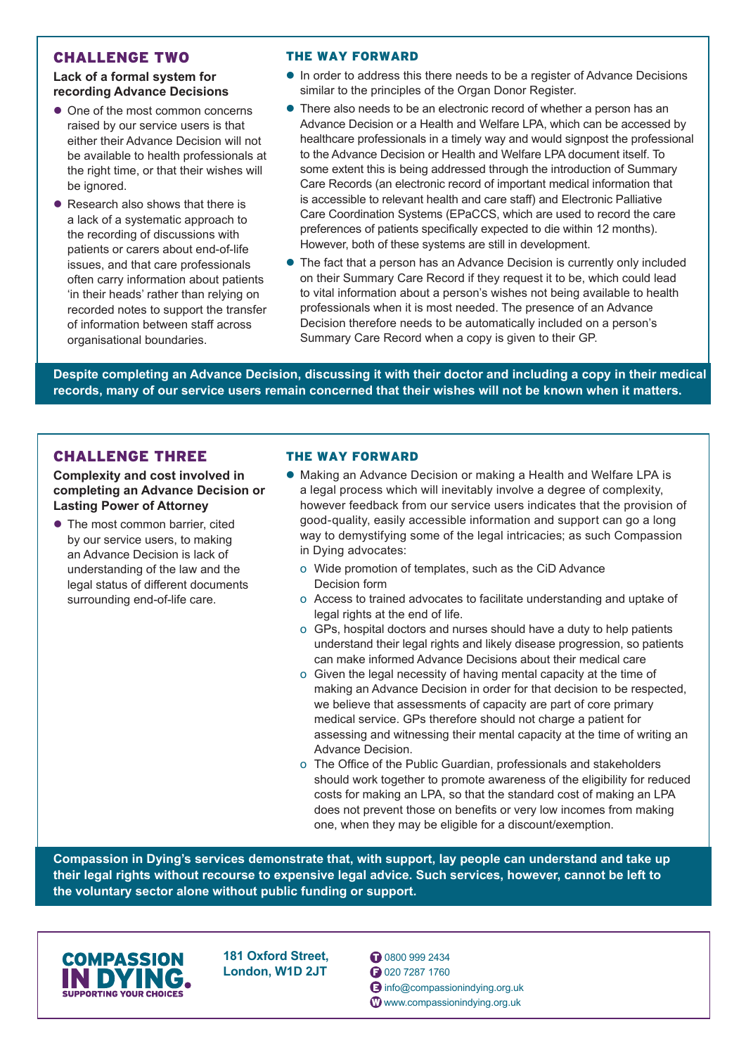## CHALLENGE TWO

**Lack of a formal system for recording Advance Decisions**

- One of the most common concerns raised by our service users is that either their Advance Decision will not be available to health professionals at the right time, or that their wishes will be ignored.
- Research also shows that there is a lack of a systematic approach to the recording of discussions with patients or carers about end-of-life issues, and that care professionals often carry information about patients 'in their heads' rather than relying on recorded notes to support the transfer of information between staff across organisational boundaries.

### THE WAY FORWARD

- In order to address this there needs to be a register of Advance Decisions similar to the principles of the Organ Donor Register.
- There also needs to be an electronic record of whether a person has an Advance Decision or a Health and Welfare LPA, which can be accessed by healthcare professionals in a timely way and would signpost the professional to the Advance Decision or Health and Welfare LPA document itself. To some extent this is being addressed through the introduction of Summary Care Records (an electronic record of important medical information that is accessible to relevant health and care staff) and Electronic Palliative Care Coordination Systems (EPaCCS, which are used to record the care preferences of patients specifically expected to die within 12 months). However, both of these systems are still in development.
- The fact that a person has an Advance Decision is currently only included on their Summary Care Record if they request it to be, which could lead to vital information about a person's wishes not being available to health professionals when it is most needed. The presence of an Advance Decision therefore needs to be automatically included on a person's Summary Care Record when a copy is given to their GP.

**Despite completing an Advance Decision, discussing it with their doctor and including a copy in their medical records, many of our service users remain concerned that their wishes will not be known when it matters.**

## CHALLENGE THREE

**Complexity and cost involved in completing an Advance Decision or Lasting Power of Attorney**

- The most common barrier, cited by our service users, to making an Advance Decision is lack of understanding of the law and the legal status of different documents surrounding end-of-life care.

### THE WAY FORWARD

- Making an Advance Decision or making a Health and Welfare LPA is a legal process which will inevitably involve a degree of complexity, however feedback from our service users indicates that the provision of good-quality, easily accessible information and support can go a long way to demystifying some of the legal intricacies; as such Compassion in Dying advocates:
  - Wide promotion of templates, such as the CiD Advance Decision form
  - Access to trained advocates to facilitate understanding and uptake of legal rights at the end of life.
  - GPs, hospital doctors and nurses should have a duty to help patients understand their legal rights and likely disease progression, so patients can make informed Advance Decisions about their medical care
  - Given the legal necessity of having mental capacity at the time of making an Advance Decision in order for that decision to be respected, we believe that assessments of capacity are part of core primary medical service. GPs therefore should not charge a patient for assessing and witnessing their mental capacity at the time of writing an Advance Decision.
  - The Office of the Public Guardian, professionals and stakeholders should work together to promote awareness of the eligibility for reduced costs for making an LPA, so that the standard cost of making an LPA does not prevent those on benefits or very low incomes from making one, when they may be eligible for a discount/exemption.

**Compassion in Dying's services demonstrate that, with support, lay people can understand and take up their legal rights without recourse to expensive legal advice. Such services, however, cannot be left to the voluntary sector alone without public funding or support.**

COMPASSION IN DYING. SUPPORTING YOUR CHOICES

181 Oxford Street,
London, W1D 2JT

T 0800 999 2434
F 020 7287 1760
E info@compassionindying.org.uk
W www.compassionindying.org.uk